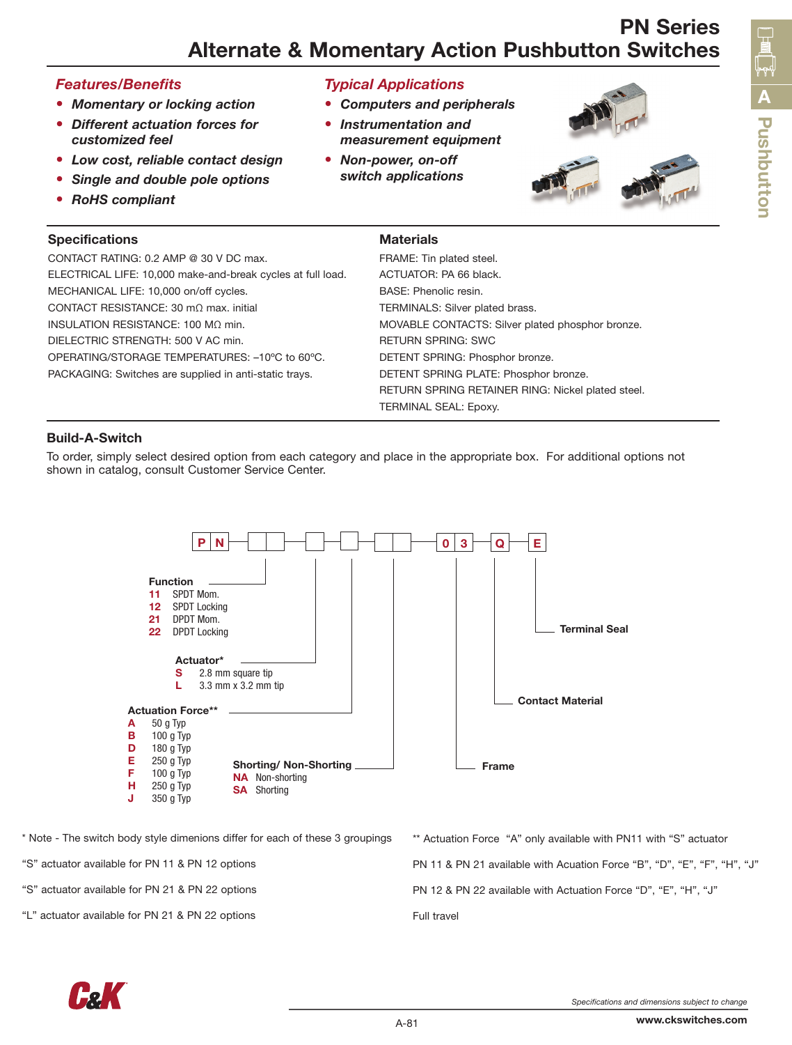# PN Series
## Alternate & Momentary Action Pushbutton Switches

### *Features/Benefits*
- ***Momentary or locking action***
- ***Different actuation forces for customized feel***
- ***Low cost, reliable contact design***
- ***Single and double pole options***
- ***RoHS compliant***

### *Typical Applications*
- ***Computers and peripherals***
- ***Instrumentation and measurement equipment***
- ***Non-power, on-off switch applications***

### Specifications
CONTACT RATING: 0.2 AMP @ 30 V DC max.
ELECTRICAL LIFE: 10,000 make-and-break cycles at full load.
MECHANICAL LIFE: 10,000 on/off cycles.
CONTACT RESISTANCE: 30 mΩ max. initial
INSULATION RESISTANCE: 100 MΩ min.
DIELECTRIC STRENGTH: 500 V AC min.
OPERATING/STORAGE TEMPERATURES: –10ºC to 60ºC.
PACKAGING: Switches are supplied in anti-static trays.

### Materials
FRAME: Tin plated steel.
ACTUATOR: PA 66 black.
BASE: Phenolic resin.
TERMINALS: Silver plated brass.
MOVABLE CONTACTS: Silver plated phosphor bronze.
RETURN SPRING: SWC
DETENT SPRING: Phosphor bronze.
DETENT SPRING PLATE: Phosphor bronze.
RETURN SPRING RETAINER RING: Nickel plated steel.
TERMINAL SEAL: Epoxy.

### Build-A-Switch
To order, simply select desired option from each category and place in the appropriate box. For additional options not shown in catalog, consult Customer Service Center.

P N [ ][ ] – [ ] – [ ] – [ ][ ] – 0 3 – Q – E

**Function**
- **11** SPDT Mom.
- **12** SPDT Locking
- **21** DPDT Mom.
- **22** DPDT Locking

**Actuator***
- **S** 2.8 mm square tip
- **L** 3.3 mm x 3.2 mm tip

**Actuation Force****
- **A** 50 g Typ
- **B** 100 g Typ
- **D** 180 g Typ
- **E** 250 g Typ
- **F** 100 g Typ
- **H** 250 g Typ
- **J** 350 g Typ

**Shorting/ Non-Shorting**
- **NA** Non-shorting
- **SA** Shorting

**Frame** (03)

**Contact Material** (Q)

**Terminal Seal** (E)

\* Note - The switch body style dimenions differ for each of these 3 groupings

"S" actuator available for PN 11 & PN 12 options

"S" actuator available for PN 21 & PN 22 options

"L" actuator available for PN 21 & PN 22 options

** Actuation Force "A" only available with PN11 with "S" actuator

PN 11 & PN 21 available with Acuation Force "B", "D", "E", "F", "H", "J"

PN 12 & PN 22 available with Actuation Force "D", "E", "H", "J"

Full travel

*Specifications and dimensions subject to change*

www.ckswitches.com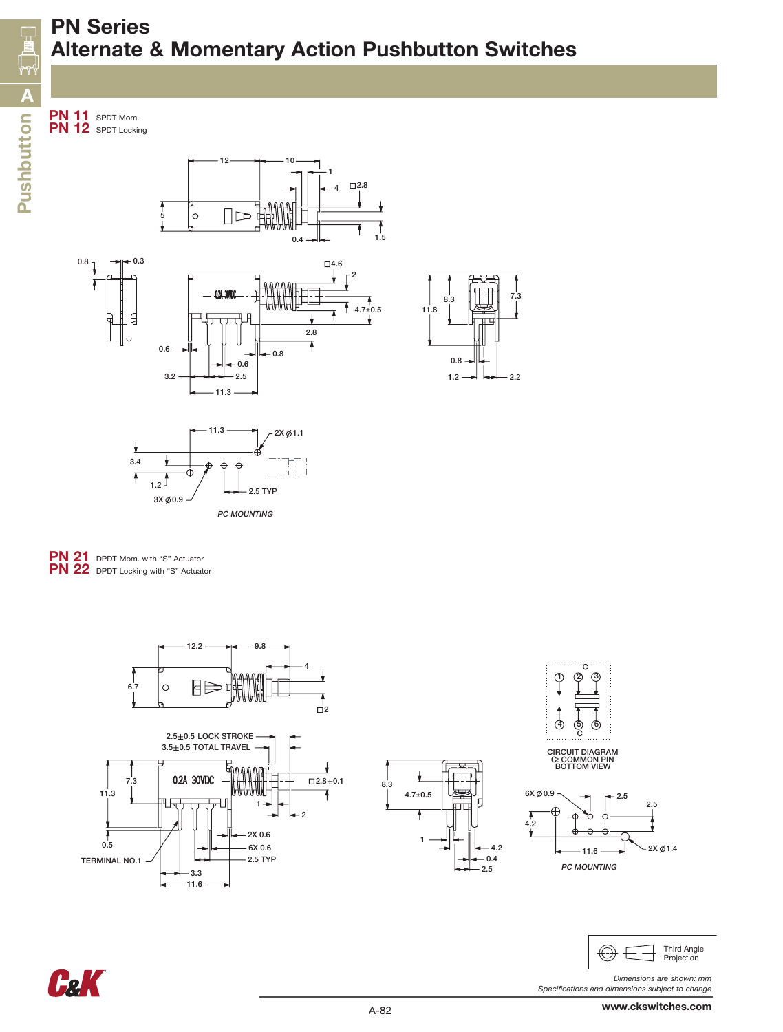# PN Series
## Alternate & Momentary Action Pushbutton Switches

**PN 11** SPDT Mom.
**PN 12** SPDT Locking

PC MOUNTING

**PN 21** DPDT Mom. with "S" Actuator
**PN 22** DPDT Locking with "S" Actuator

2.5±0.5 LOCK STROKE
3.5±0.5 TOTAL TRAVEL

TERMINAL NO.1

CIRCUIT DIAGRAM
C: COMMON PIN
BOTTOM VIEW

PC MOUNTING

Third Angle Projection

*Dimensions are shown: mm*
*Specifications and dimensions subject to change*

www.ckswitches.com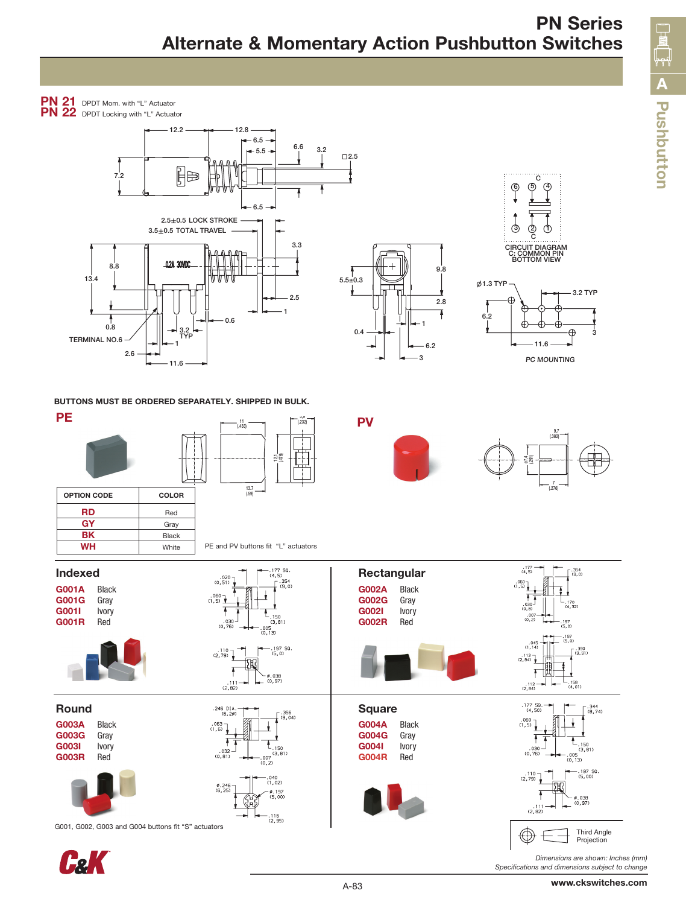# PN Series
## Alternate & Momentary Action Pushbutton Switches

**PN 21** DPDT Mom. with "L" Actuator
**PN 22** DPDT Locking with "L" Actuator

12.2
12.8
6.5
5.5
6.6
3.2
□2.5
7.2
6.5
2.5±0.5 LOCK STROKE
3.5±0.5 TOTAL TRAVEL
3.3
8.8
13.4
0.2A 30VDC
2.5
1
0.8
0.6
3.2 TYP
TERMINAL NO.6
1
2.6
11.6
5.5±0.3
9.8
2.8
0.4
1
6.2
3

CIRCUIT DIAGRAM
C: COMMON PIN
BOTTOM VIEW

Ø1.3 TYP
3.2 TYP
6.2
3
11.6
PC MOUNTING

**BUTTONS MUST BE ORDERED SEPARATELY. SHIPPED IN BULK.**

## PE

| OPTION CODE | COLOR |
|---|---|
| **RD** | Red |
| **GY** | Gray |
| **BK** | Black |
| **WH** | White |

PE and PV buttons fit "L" actuators

## PV

## Indexed

| | |
|---|---|
| **G001A** | Black |
| **G001G** | Gray |
| **G001I** | Ivory |
| **G001R** | Red |

## Rectangular

| | |
|---|---|
| **G002A** | Black |
| **G002G** | Gray |
| **G002I** | Ivory |
| **G002R** | Red |

## Round

| | |
|---|---|
| **G003A** | Black |
| **G003G** | Gray |
| **G003I** | Ivory |
| **G003R** | Red |

G001, G002, G003 and G004 buttons fit "S" actuators

## Square

| | |
|---|---|
| **G004A** | Black |
| **G004G** | Gray |
| **G004I** | Ivory |
| **G004R** | Red |

Third Angle Projection

*Dimensions are shown: Inches (mm)*
*Specifications and dimensions subject to change*